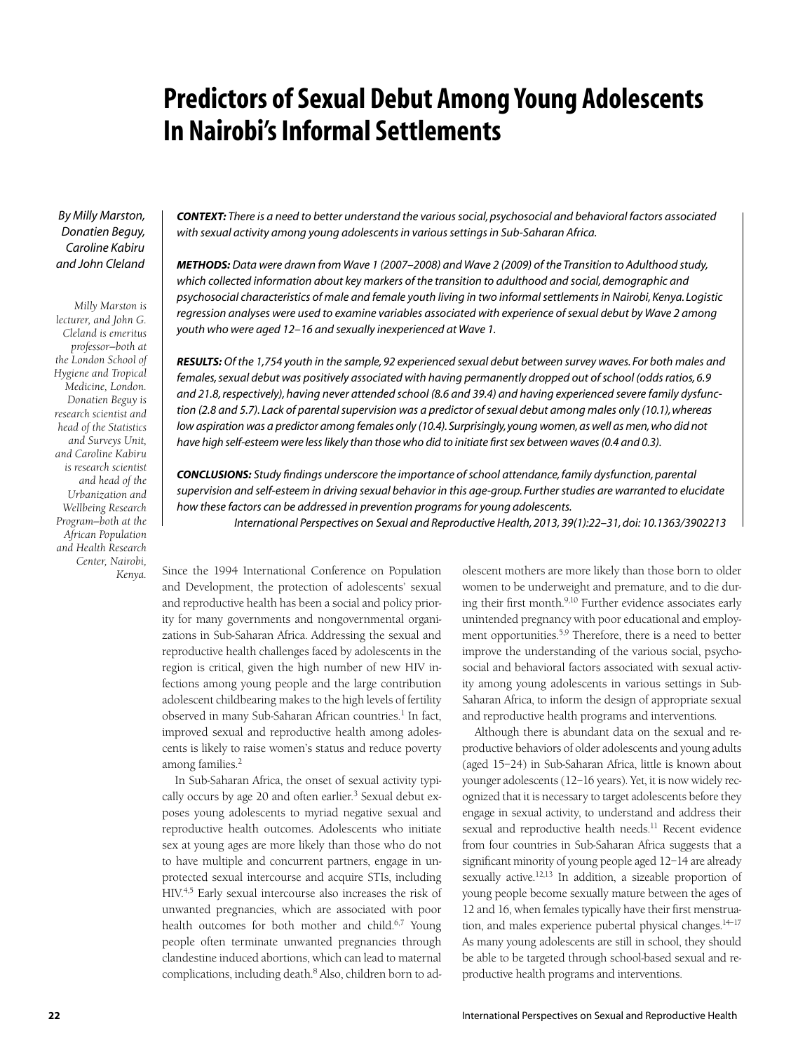# Predictors of Sexual Debut Among Young Adolescents In Nairobi's Informal Settlements

*By Milly Marston, Donatien Beguy, Caroline Kabiru and John Cleland*

*Milly Marston is lecturer, and John G. Cleland is emeritus professor—both at the London School of Hygiene and Tropical Medicine, London. Donatien Beguy is research scientist and head of the Statistics and Surveys Unit, and Caroline Kabiru is research scientist and head of the Urbanization and Wellbeing Research Program—both at the African Population and Health Research Center, Nairobi, Kenya.*

***CONTEXT:*** *There is a need to better understand the various social, psychosocial and behavioral factors associated with sexual activity among young adolescents in various settings in Sub-Saharan Africa.*

***METHODS:*** *Data were drawn from Wave 1 (2007–2008) and Wave 2 (2009) of the Transition to Adulthood study, which collected information about key markers of the transition to adulthood and social, demographic and psychosocial characteristics of male and female youth living in two informal settlements in Nairobi, Kenya. Logistic regression analyses were used to examine variables associated with experience of sexual debut by Wave 2 among youth who were aged 12–16 and sexually inexperienced at Wave 1.*

***RESULTS:*** *Of the 1,754 youth in the sample, 92 experienced sexual debut between survey waves. For both males and females, sexual debut was positively associated with having permanently dropped out of school (odds ratios, 6.9 and 21.8, respectively), having never attended school (8.6 and 39.4) and having experienced severe family dysfunction (2.8 and 5.7). Lack of parental supervision was a predictor of sexual debut among males only (10.1), whereas low aspiration was a predictor among females only (10.4). Surprisingly, young women, as well as men, who did not have high self-esteem were less likely than those who did to initiate first sex between waves (0.4 and 0.3).*

***CONCLUSIONS:*** *Study findings underscore the importance of school attendance, family dysfunction, parental supervision and self-esteem in driving sexual behavior in this age-group. Further studies are warranted to elucidate how these factors can be addressed in prevention programs for young adolescents.*

*International Perspectives on Sexual and Reproductive Health, 2013, 39(1):22–31, doi: 10.1363/3902213*

Since the 1994 International Conference on Population and Development, the protection of adolescents' sexual and reproductive health has been a social and policy priority for many governments and nongovernmental organizations in Sub-Saharan Africa. Addressing the sexual and reproductive health challenges faced by adolescents in the region is critical, given the high number of new HIV infections among young people and the large contribution adolescent childbearing makes to the high levels of fertility observed in many Sub-Saharan African countries.[1] In fact, improved sexual and reproductive health among adolescents is likely to raise women's status and reduce poverty among families.[2]

In Sub-Saharan Africa, the onset of sexual activity typically occurs by age 20 and often earlier.[3] Sexual debut exposes young adolescents to myriad negative sexual and reproductive health outcomes. Adolescents who initiate sex at young ages are more likely than those who do not to have multiple and concurrent partners, engage in unprotected sexual intercourse and acquire STIs, including HIV.[4,5] Early sexual intercourse also increases the risk of unwanted pregnancies, which are associated with poor health outcomes for both mother and child.[6,7] Young people often terminate unwanted pregnancies through clandestine induced abortions, which can lead to maternal complications, including death.[8] Also, children born to adolescent mothers are more likely than those born to older women to be underweight and premature, and to die during their first month.[9,10] Further evidence associates early unintended pregnancy with poor educational and employment opportunities.[5,9] Therefore, there is a need to better improve the understanding of the various social, psychosocial and behavioral factors associated with sexual activity among young adolescents in various settings in Sub-Saharan Africa, to inform the design of appropriate sexual and reproductive health programs and interventions.

Although there is abundant data on the sexual and reproductive behaviors of older adolescents and young adults (aged 15–24) in Sub-Saharan Africa, little is known about younger adolescents (12–16 years). Yet, it is now widely recognized that it is necessary to target adolescents before they engage in sexual activity, to understand and address their sexual and reproductive health needs.[11] Recent evidence from four countries in Sub-Saharan Africa suggests that a significant minority of young people aged 12–14 are already sexually active.[12,13] In addition, a sizeable proportion of young people become sexually mature between the ages of 12 and 16, when females typically have their first menstruation, and males experience pubertal physical changes.[14–17] As many young adolescents are still in school, they should be able to be targeted through school-based sexual and reproductive health programs and interventions.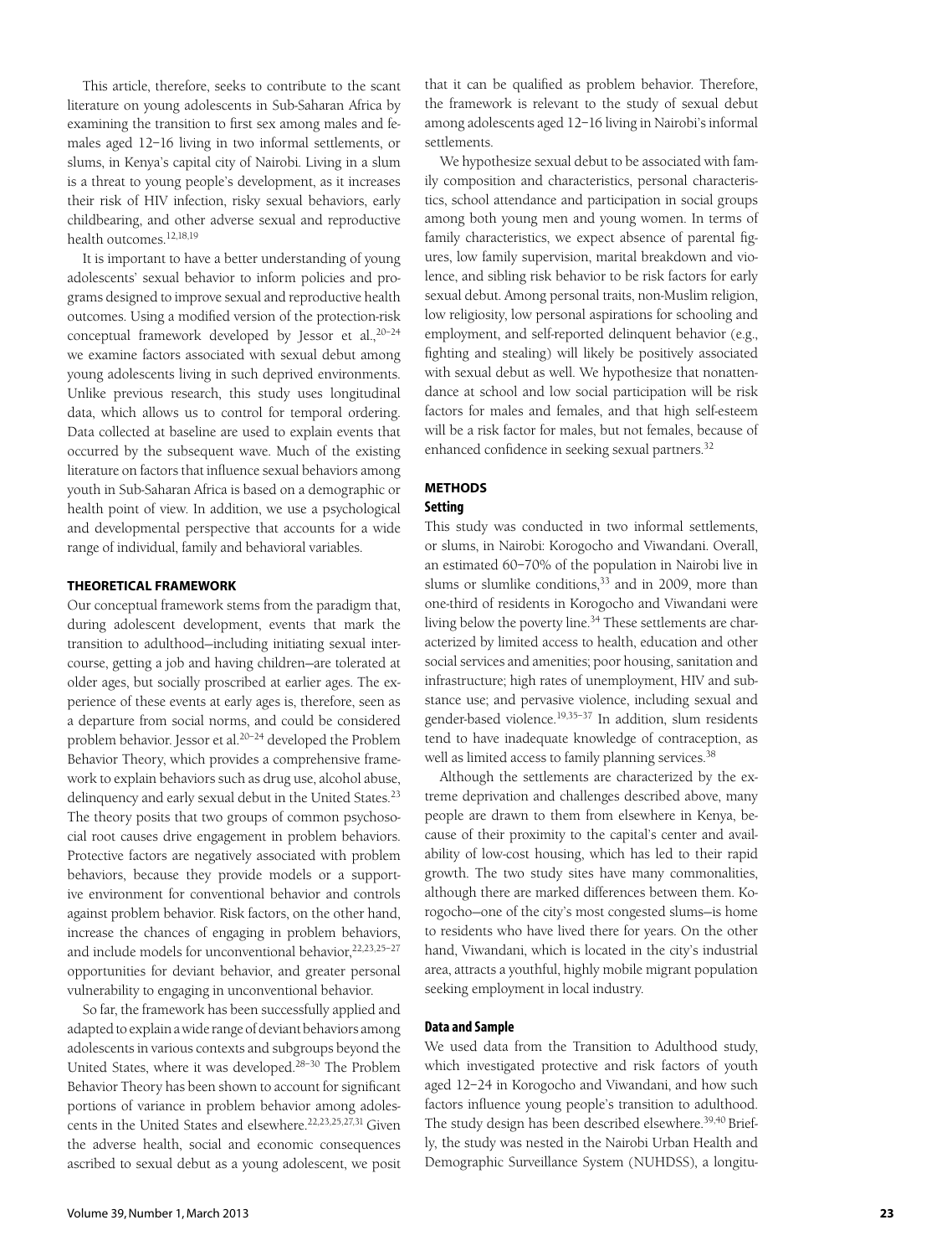This article, therefore, seeks to contribute to the scant literature on young adolescents in Sub-Saharan Africa by examining the transition to first sex among males and females aged 12–16 living in two informal settlements, or slums, in Kenya's capital city of Nairobi. Living in a slum is a threat to young people's development, as it increases their risk of HIV infection, risky sexual behaviors, early childbearing, and other adverse sexual and reproductive health outcomes.[12,18,19]

It is important to have a better understanding of young adolescents' sexual behavior to inform policies and programs designed to improve sexual and reproductive health outcomes. Using a modified version of the protection-risk conceptual framework developed by Jessor et al.,[20–24] we examine factors associated with sexual debut among young adolescents living in such deprived environments. Unlike previous research, this study uses longitudinal data, which allows us to control for temporal ordering. Data collected at baseline are used to explain events that occurred by the subsequent wave. Much of the existing literature on factors that influence sexual behaviors among youth in Sub-Saharan Africa is based on a demographic or health point of view. In addition, we use a psychological and developmental perspective that accounts for a wide range of individual, family and behavioral variables.

## THEORETICAL FRAMEWORK

Our conceptual framework stems from the paradigm that, during adolescent development, events that mark the transition to adulthood—including initiating sexual intercourse, getting a job and having children—are tolerated at older ages, but socially proscribed at earlier ages. The experience of these events at early ages is, therefore, seen as a departure from social norms, and could be considered problem behavior. Jessor et al.[20–24] developed the Problem Behavior Theory, which provides a comprehensive framework to explain behaviors such as drug use, alcohol abuse, delinquency and early sexual debut in the United States.[23] The theory posits that two groups of common psychosocial root causes drive engagement in problem behaviors. Protective factors are negatively associated with problem behaviors, because they provide models or a supportive environment for conventional behavior and controls against problem behavior. Risk factors, on the other hand, increase the chances of engaging in problem behaviors, and include models for unconventional behavior,[22,23,25–27] opportunities for deviant behavior, and greater personal vulnerability to engaging in unconventional behavior.

So far, the framework has been successfully applied and adapted to explain a wide range of deviant behaviors among adolescents in various contexts and subgroups beyond the United States, where it was developed.[28–30] The Problem Behavior Theory has been shown to account for significant portions of variance in problem behavior among adolescents in the United States and elsewhere.[22,23,25,27,31] Given the adverse health, social and economic consequences ascribed to sexual debut as a young adolescent, we posit that it can be qualified as problem behavior. Therefore, the framework is relevant to the study of sexual debut among adolescents aged 12–16 living in Nairobi's informal settlements.

We hypothesize sexual debut to be associated with family composition and characteristics, personal characteristics, school attendance and participation in social groups among both young men and young women. In terms of family characteristics, we expect absence of parental figures, low family supervision, marital breakdown and violence, and sibling risk behavior to be risk factors for early sexual debut. Among personal traits, non-Muslim religion, low religiosity, low personal aspirations for schooling and employment, and self-reported delinquent behavior (e.g., fighting and stealing) will likely be positively associated with sexual debut as well. We hypothesize that nonattendance at school and low social participation will be risk factors for males and females, and that high self-esteem will be a risk factor for males, but not females, because of enhanced confidence in seeking sexual partners.[32]

## METHODS

### Setting

This study was conducted in two informal settlements, or slums, in Nairobi: Korogocho and Viwandani. Overall, an estimated 60–70% of the population in Nairobi live in slums or slumlike conditions,[33] and in 2009, more than one-third of residents in Korogocho and Viwandani were living below the poverty line.[34] These settlements are characterized by limited access to health, education and other social services and amenities; poor housing, sanitation and infrastructure; high rates of unemployment, HIV and substance use; and pervasive violence, including sexual and gender-based violence.[19,35–37] In addition, slum residents tend to have inadequate knowledge of contraception, as well as limited access to family planning services.[38]

Although the settlements are characterized by the extreme deprivation and challenges described above, many people are drawn to them from elsewhere in Kenya, because of their proximity to the capital's center and availability of low-cost housing, which has led to their rapid growth. The two study sites have many commonalities, although there are marked differences between them. Korogocho—one of the city's most congested slums—is home to residents who have lived there for years. On the other hand, Viwandani, which is located in the city's industrial area, attracts a youthful, highly mobile migrant population seeking employment in local industry.

### Data and Sample

We used data from the Transition to Adulthood study, which investigated protective and risk factors of youth aged 12–24 in Korogocho and Viwandani, and how such factors influence young people's transition to adulthood. The study design has been described elsewhere.[39,40] Briefly, the study was nested in the Nairobi Urban Health and Demographic Surveillance System (NUHDSS), a longitu-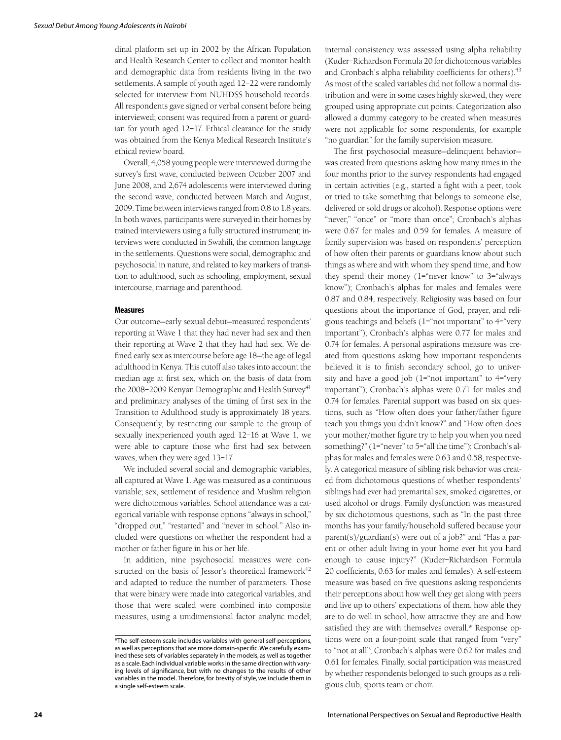dinal platform set up in 2002 by the African Population and Health Research Center to collect and monitor health and demographic data from residents living in the two settlements. A sample of youth aged 12–22 were randomly selected for interview from NUHDSS household records. All respondents gave signed or verbal consent before being interviewed; consent was required from a parent or guardian for youth aged 12–17. Ethical clearance for the study was obtained from the Kenya Medical Research Institute's ethical review board.

Overall, 4,058 young people were interviewed during the survey's first wave, conducted between October 2007 and June 2008, and 2,674 adolescents were interviewed during the second wave, conducted between March and August, 2009. Time between interviews ranged from 0.8 to 1.8 years. In both waves, participants were surveyed in their homes by trained interviewers using a fully structured instrument; interviews were conducted in Swahili, the common language in the settlements. Questions were social, demographic and psychosocial in nature, and related to key markers of transition to adulthood, such as schooling, employment, sexual intercourse, marriage and parenthood.

### Measures

Our outcome—early sexual debut—measured respondents' reporting at Wave 1 that they had never had sex and then their reporting at Wave 2 that they had had sex. We defined early sex as intercourse before age 18—the age of legal adulthood in Kenya. This cutoff also takes into account the median age at first sex, which on the basis of data from the 2008–2009 Kenyan Demographic and Health Survey[41] and preliminary analyses of the timing of first sex in the Transition to Adulthood study is approximately 18 years. Consequently, by restricting our sample to the group of sexually inexperienced youth aged 12–16 at Wave 1, we were able to capture those who first had sex between waves, when they were aged 13–17.

We included several social and demographic variables, all captured at Wave 1. Age was measured as a continuous variable; sex, settlement of residence and Muslim religion were dichotomous variables. School attendance was a categorical variable with response options "always in school," "dropped out," "restarted" and "never in school." Also included were questions on whether the respondent had a mother or father figure in his or her life.

In addition, nine psychosocial measures were constructed on the basis of Jessor's theoretical framework[42] and adapted to reduce the number of parameters. Those that were binary were made into categorical variables, and those that were scaled were combined into composite measures, using a unidimensional factor analytic model; internal consistency was assessed using alpha reliability (Kuder–Richardson Formula 20 for dichotomous variables and Cronbach's alpha reliability coefficients for others).[43] As most of the scaled variables did not follow a normal distribution and were in some cases highly skewed, they were grouped using appropriate cut points. Categorization also allowed a dummy category to be created when measures were not applicable for some respondents, for example "no guardian" for the family supervision measure.

The first psychosocial measure—delinquent behavior—was created from questions asking how many times in the four months prior to the survey respondents had engaged in certain activities (e.g., started a fight with a peer, took or tried to take something that belongs to someone else, delivered or sold drugs or alcohol). Response options were "never," "once" or "more than once"; Cronbach's alphas were 0.67 for males and 0.59 for females. A measure of family supervision was based on respondents' perception of how often their parents or guardians know about such things as where and with whom they spend time, and how they spend their money (1="never know" to 3="always know"); Cronbach's alphas for males and females were 0.87 and 0.84, respectively. Religiosity was based on four questions about the importance of God, prayer, and religious teachings and beliefs (1="not important" to 4="very important"); Cronbach's alphas were 0.77 for males and 0.74 for females. A personal aspirations measure was created from questions asking how important respondents believed it is to finish secondary school, go to university and have a good job (1="not important" to 4="very important"); Cronbach's alphas were 0.71 for males and 0.74 for females. Parental support was based on six questions, such as "How often does your father/father figure teach you things you didn't know?" and "How often does your mother/mother figure try to help you when you need something?" (1="never" to 5="all the time"); Cronbach's alphas for males and females were 0.63 and 0.58, respectively. A categorical measure of sibling risk behavior was created from dichotomous questions of whether respondents' siblings had ever had premarital sex, smoked cigarettes, or used alcohol or drugs. Family dysfunction was measured by six dichotomous questions, such as "In the past three months has your family/household suffered because your parent(s)/guardian(s) were out of a job?" and "Has a parent or other adult living in your home ever hit you hard enough to cause injury?" (Kuder–Richardson Formula 20 coefficients, 0.63 for males and females). A self-esteem measure was based on five questions asking respondents their perceptions about how well they get along with peers and live up to others' expectations of them, how able they are to do well in school, how attractive they are and how satisfied they are with themselves overall.* Response options were on a four-point scale that ranged from "very" to "not at all"; Cronbach's alphas were 0.62 for males and 0.61 for females. Finally, social participation was measured by whether respondents belonged to such groups as a religious club, sports team or choir.

*The self-esteem scale includes variables with general self-perceptions, as well as perceptions that are more domain-specific. We carefully examined these sets of variables separately in the models, as well as together as a scale. Each individual variable works in the same direction with varying levels of significance, but with no changes to the results of other variables in the model. Therefore, for brevity of style, we include them in a single self-esteem scale.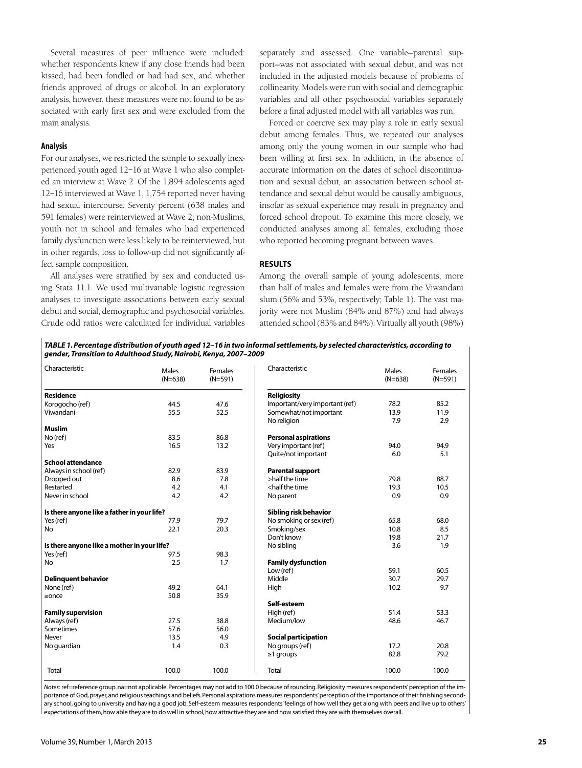Several measures of peer influence were included: whether respondents knew if any close friends had been kissed, had been fondled or had had sex, and whether friends approved of drugs or alcohol. In an exploratory analysis, however, these measures were not found to be associated with early first sex and were excluded from the main analysis.

### Analysis

For our analyses, we restricted the sample to sexually inexperienced youth aged 12–16 at Wave 1 who also completed an interview at Wave 2. Of the 1,894 adolescents aged 12–16 interviewed at Wave 1, 1,754 reported never having had sexual intercourse. Seventy percent (638 males and 591 females) were reinterviewed at Wave 2; non-Muslims, youth not in school and females who had experienced family dysfunction were less likely to be reinterviewed, but in other regards, loss to follow-up did not significantly affect sample composition.

All analyses were stratified by sex and conducted using Stata 11.1. We used multivariable logistic regression analyses to investigate associations between early sexual debut and social, demographic and psychosocial variables. Crude odd ratios were calculated for individual variables separately and assessed. One variable—parental support—was not associated with sexual debut, and was not included in the adjusted models because of problems of collinearity. Models were run with social and demographic variables and all other psychosocial variables separately before a final adjusted model with all variables was run.

Forced or coercive sex may play a role in early sexual debut among females. Thus, we repeated our analyses among only the young women in our sample who had been willing at first sex. In addition, in the absence of accurate information on the dates of school discontinuation and sexual debut, an association between school attendance and sexual debut would be causally ambiguous, insofar as sexual experience may result in pregnancy and forced school dropout. To examine this more closely, we conducted analyses among all females, excluding those who reported becoming pregnant between waves.

## RESULTS

Among the overall sample of young adolescents, more than half of males and females were from the Viwandani slum (56% and 53%, respectively; Table 1). The vast majority were not Muslim (84% and 87%) and had always attended school (83% and 84%). Virtually all youth (98%)

***TABLE 1. Percentage distribution of youth aged 12–16 in two informal settlements, by selected characteristics, according to gender, Transition to Adulthood Study, Nairobi, Kenya, 2007–2009***

| Characteristic | Males (N=638) | Females (N=591) |
|---|---|---|
| **Residence** | | |
| Korogocho (ref) | 44.5 | 47.6 |
| Viwandani | 55.5 | 52.5 |
| **Muslim** | | |
| No (ref) | 83.5 | 86.8 |
| Yes | 16.5 | 13.2 |
| **School attendance** | | |
| Always in school (ref) | 82.9 | 83.9 |
| Dropped out | 8.6 | 7.8 |
| Restarted | 4.2 | 4.1 |
| Never in school | 4.2 | 4.2 |
| **Is there anyone like a father in your life?** | | |
| Yes (ref) | 77.9 | 79.7 |
| No | 22.1 | 20.3 |
| **Is there anyone like a mother in your life?** | | |
| Yes (ref) | 97.5 | 98.3 |
| No | 2.5 | 1.7 |
| **Delinquent behavior** | | |
| None (ref) | 49.2 | 64.1 |
| ≥once | 50.8 | 35.9 |
| **Family supervision** | | |
| Always (ref) | 27.5 | 38.8 |
| Sometimes | 57.6 | 56.0 |
| Never | 13.5 | 4.9 |
| No guardian | 1.4 | 0.3 |
| Total | 100.0 | 100.0 |
| **Religiosity** | | |
| Important/very important (ref) | 78.2 | 85.2 |
| Somewhat/not important | 13.9 | 11.9 |
| No religion | 7.9 | 2.9 |
| **Personal aspirations** | | |
| Very important (ref) | 94.0 | 94.9 |
| Quite/not important | 6.0 | 5.1 |
| **Parental support** | | |
| >half the time | 79.8 | 88.7 |
| <half the time | 19.3 | 10.5 |
| No parent | 0.9 | 0.9 |
| **Sibling risk behavior** | | |
| No smoking or sex (ref) | 65.8 | 68.0 |
| Smoking/sex | 10.8 | 8.5 |
| Don't know | 19.8 | 21.7 |
| No sibling | 3.6 | 1.9 |
| **Family dysfunction** | | |
| Low (ref) | 59.1 | 60.5 |
| Middle | 30.7 | 29.7 |
| High | 10.2 | 9.7 |
| **Self-esteem** | | |
| High (ref) | 51.4 | 53.3 |
| Medium/low | 48.6 | 46.7 |
| **Social participation** | | |
| No groups (ref) | 17.2 | 20.8 |
| ≥1 groups | 82.8 | 79.2 |
| Total | 100.0 | 100.0 |

*Notes:* ref=reference group. na=not applicable. Percentages may not add to 100.0 because of rounding. Religiosity measures respondents' perception of the importance of God, prayer, and religious teachings and beliefs. Personal aspirations measures respondents' perception of the importance of their finishing secondary school, going to university and having a good job. Self-esteem measures respondents' feelings of how well they get along with peers and live up to others' expectations of them, how able they are to do well in school, how attractive they are and how satisfied they are with themselves overall.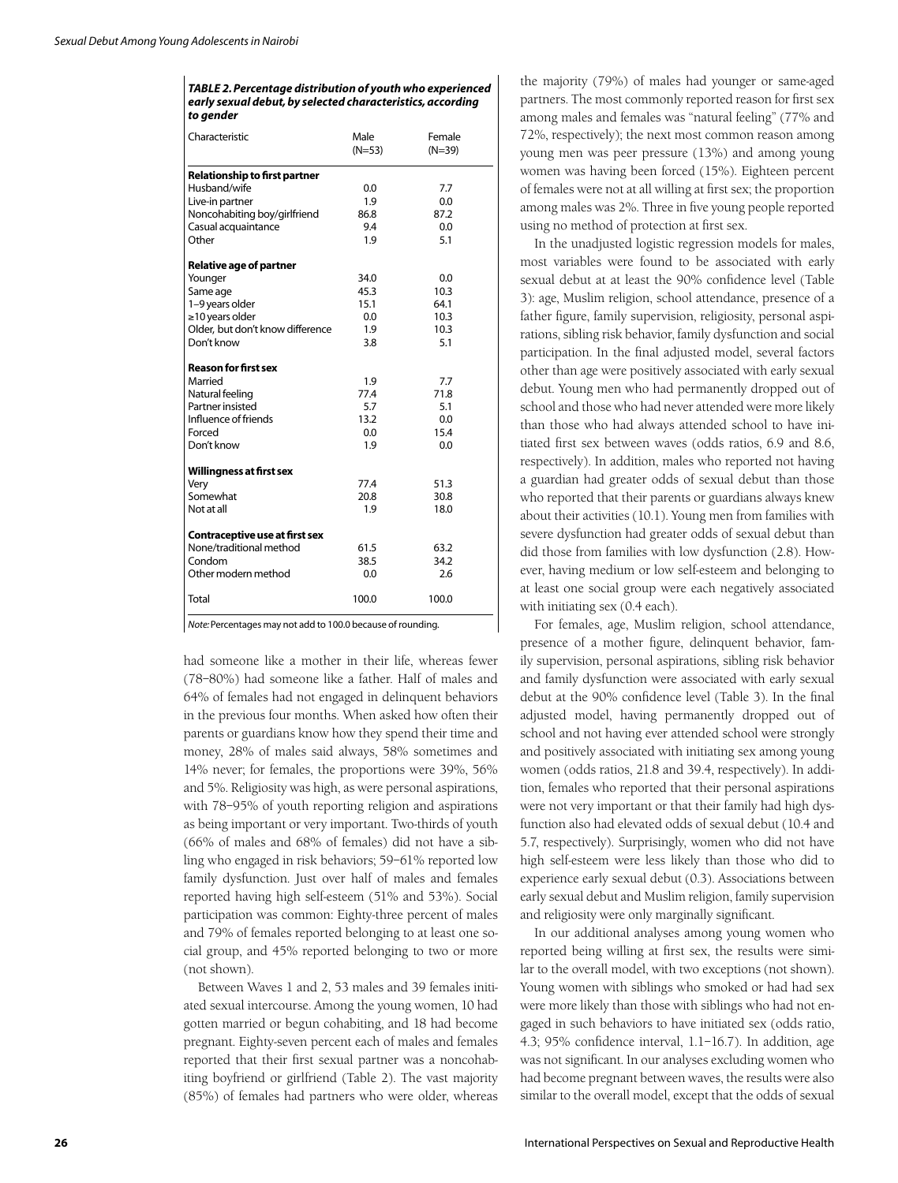***TABLE 2. Percentage distribution of youth who experienced early sexual debut, by selected characteristics, according to gender***

| Characteristic | Male (N=53) | Female (N=39) |
|---|---|---|
| **Relationship to first partner** | | |
| Husband/wife | 0.0 | 7.7 |
| Live-in partner | 1.9 | 0.0 |
| Noncohabiting boy/girlfriend | 86.8 | 87.2 |
| Casual acquaintance | 9.4 | 0.0 |
| Other | 1.9 | 5.1 |
| **Relative age of partner** | | |
| Younger | 34.0 | 0.0 |
| Same age | 45.3 | 10.3 |
| 1–9 years older | 15.1 | 64.1 |
| ≥10 years older | 0.0 | 10.3 |
| Older, but don't know difference | 1.9 | 10.3 |
| Don't know | 3.8 | 5.1 |
| **Reason for first sex** | | |
| Married | 1.9 | 7.7 |
| Natural feeling | 77.4 | 71.8 |
| Partner insisted | 5.7 | 5.1 |
| Influence of friends | 13.2 | 0.0 |
| Forced | 0.0 | 15.4 |
| Don't know | 1.9 | 0.0 |
| **Willingness at first sex** | | |
| Very | 77.4 | 51.3 |
| Somewhat | 20.8 | 30.8 |
| Not at all | 1.9 | 18.0 |
| **Contraceptive use at first sex** | | |
| None/traditional method | 61.5 | 63.2 |
| Condom | 38.5 | 34.2 |
| Other modern method | 0.0 | 2.6 |
| Total | 100.0 | 100.0 |

*Note:* Percentages may not add to 100.0 because of rounding.

had someone like a mother in their life, whereas fewer (78–80%) had someone like a father. Half of males and 64% of females had not engaged in delinquent behaviors in the previous four months. When asked how often their parents or guardians know how they spend their time and money, 28% of males said always, 58% sometimes and 14% never; for females, the proportions were 39%, 56% and 5%. Religiosity was high, as were personal aspirations, with 78–95% of youth reporting religion and aspirations as being important or very important. Two-thirds of youth (66% of males and 68% of females) did not have a sibling who engaged in risk behaviors; 59–61% reported low family dysfunction. Just over half of males and females reported having high self-esteem (51% and 53%). Social participation was common: Eighty-three percent of males and 79% of females reported belonging to at least one social group, and 45% reported belonging to two or more (not shown).

Between Waves 1 and 2, 53 males and 39 females initiated sexual intercourse. Among the young women, 10 had gotten married or begun cohabiting, and 18 had become pregnant. Eighty-seven percent each of males and females reported that their first sexual partner was a noncohabiting boyfriend or girlfriend (Table 2). The vast majority (85%) of females had partners who were older, whereas the majority (79%) of males had younger or same-aged partners. The most commonly reported reason for first sex among males and females was "natural feeling" (77% and 72%, respectively); the next most common reason among young men was peer pressure (13%) and among young women was having been forced (15%). Eighteen percent of females were not at all willing at first sex; the proportion among males was 2%. Three in five young people reported using no method of protection at first sex.

In the unadjusted logistic regression models for males, most variables were found to be associated with early sexual debut at at least the 90% confidence level (Table 3): age, Muslim religion, school attendance, presence of a father figure, family supervision, religiosity, personal aspirations, sibling risk behavior, family dysfunction and social participation. In the final adjusted model, several factors other than age were positively associated with early sexual debut. Young men who had permanently dropped out of school and those who had never attended were more likely than those who had always attended school to have initiated first sex between waves (odds ratios, 6.9 and 8.6, respectively). In addition, males who reported not having a guardian had greater odds of sexual debut than those who reported that their parents or guardians always knew about their activities (10.1). Young men from families with severe dysfunction had greater odds of sexual debut than did those from families with low dysfunction (2.8). However, having medium or low self-esteem and belonging to at least one social group were each negatively associated with initiating sex (0.4 each).

For females, age, Muslim religion, school attendance, presence of a mother figure, delinquent behavior, family supervision, personal aspirations, sibling risk behavior and family dysfunction were associated with early sexual debut at the 90% confidence level (Table 3). In the final adjusted model, having permanently dropped out of school and not having ever attended school were strongly and positively associated with initiating sex among young women (odds ratios, 21.8 and 39.4, respectively). In addition, females who reported that their personal aspirations were not very important or that their family had high dysfunction also had elevated odds of sexual debut (10.4 and 5.7, respectively). Surprisingly, women who did not have high self-esteem were less likely than those who did to experience early sexual debut (0.3). Associations between early sexual debut and Muslim religion, family supervision and religiosity were only marginally significant.

In our additional analyses among young women who reported being willing at first sex, the results were similar to the overall model, with two exceptions (not shown). Young women with siblings who smoked or had had sex were more likely than those with siblings who had not engaged in such behaviors to have initiated sex (odds ratio, 4.3; 95% confidence interval, 1.1–16.7). In addition, age was not significant. In our analyses excluding women who had become pregnant between waves, the results were also similar to the overall model, except that the odds of sexual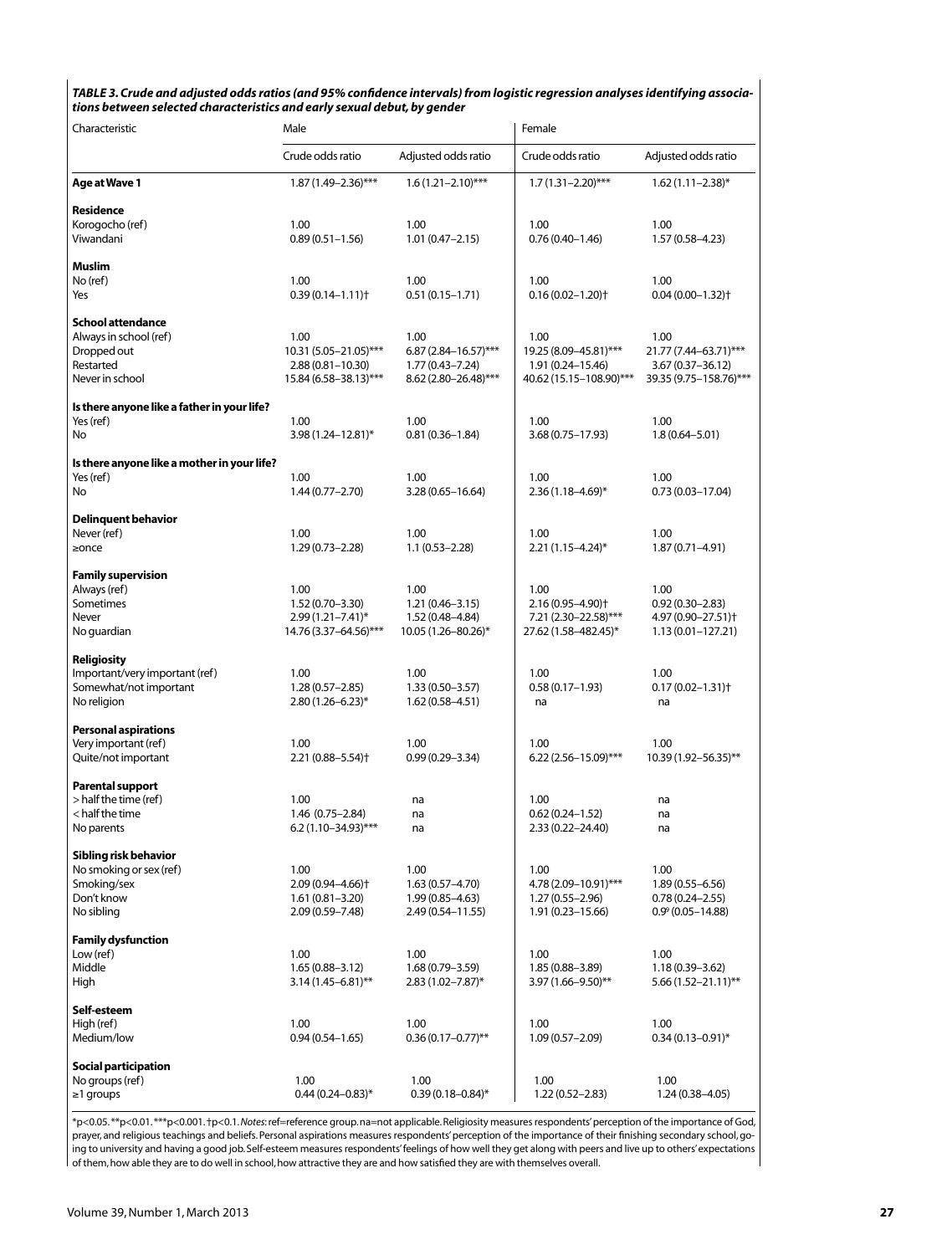**TABLE 3. Crude and adjusted odds ratios (and 95% confidence intervals) from logistic regression analyses identifying associations between selected characteristics and early sexual debut, by gender**

| Characteristic | Male | | Female | |
|---|---|---|---|---|
| | Crude odds ratio | Adjusted odds ratio | Crude odds ratio | Adjusted odds ratio |
| **Age at Wave 1** | 1.87 (1.49–2.36)*** | 1.6 (1.21–2.10)*** | 1.7 (1.31–2.20)*** | 1.62 (1.11–2.38)* |
| **Residence** | | | | |
| Korogocho (ref) | 1.00 | 1.00 | 1.00 | 1.00 |
| Viwandani | 0.89 (0.51–1.56) | 1.01 (0.47–2.15) | 0.76 (0.40–1.46) | 1.57 (0.58–4.23) |
| **Muslim** | | | | |
| No (ref) | 1.00 | 1.00 | 1.00 | 1.00 |
| Yes | 0.39 (0.14–1.11)† | 0.51 (0.15–1.71) | 0.16 (0.02–1.20)† | 0.04 (0.00–1.32)† |
| **School attendance** | | | | |
| Always in school (ref) | 1.00 | 1.00 | 1.00 | 1.00 |
| Dropped out | 10.31 (5.05–21.05)*** | 6.87 (2.84–16.57)*** | 19.25 (8.09–45.81)*** | 21.77 (7.44–63.71)*** |
| Restarted | 2.88 (0.81–10.30) | 1.77 (0.43–7.24) | 1.91 (0.24–15.46) | 3.67 (0.37–36.12) |
| Never in school | 15.84 (6.58–38.13)*** | 8.62 (2.80–26.48)*** | 40.62 (15.15–108.90)*** | 39.35 (9.75–158.76)*** |
| **Is there anyone like a father in your life?** | | | | |
| Yes (ref) | 1.00 | 1.00 | 1.00 | 1.00 |
| No | 3.98 (1.24–12.81)* | 0.81 (0.36–1.84) | 3.68 (0.75–17.93) | 1.8 (0.64–5.01) |
| **Is there anyone like a mother in your life?** | | | | |
| Yes (ref) | 1.00 | 1.00 | 1.00 | 1.00 |
| No | 1.44 (0.77–2.70) | 3.28 (0.65–16.64) | 2.36 (1.18–4.69)* | 0.73 (0.03–17.04) |
| **Delinquent behavior** | | | | |
| Never (ref) | 1.00 | 1.00 | 1.00 | 1.00 |
| ≥once | 1.29 (0.73–2.28) | 1.1 (0.53–2.28) | 2.21 (1.15–4.24)* | 1.87 (0.71–4.91) |
| **Family supervision** | | | | |
| Always (ref) | 1.00 | 1.00 | 1.00 | 1.00 |
| Sometimes | 1.52 (0.70–3.30) | 1.21 (0.46–3.15) | 2.16 (0.95–4.90)† | 0.92 (0.30–2.83) |
| Never | 2.99 (1.21–7.41)* | 1.52 (0.48–4.84) | 7.21 (2.30–22.58)*** | 4.97 (0.90–27.51)† |
| No guardian | 14.76 (3.37–64.56)*** | 10.05 (1.26–80.26)* | 27.62 (1.58–482.45)* | 1.13 (0.01–127.21) |
| **Religiosity** | | | | |
| Important/very important (ref) | 1.00 | 1.00 | 1.00 | 1.00 |
| Somewhat/not important | 1.28 (0.57–2.85) | 1.33 (0.50–3.57) | 0.58 (0.17–1.93) | 0.17 (0.02–1.31)† |
| No religion | 2.80 (1.26–6.23)* | 1.62 (0.58–4.51) | na | na |
| **Personal aspirations** | | | | |
| Very important (ref) | 1.00 | 1.00 | 1.00 | 1.00 |
| Quite/not important | 2.21 (0.88–5.54)† | 0.99 (0.29–3.34) | 6.22 (2.56–15.09)*** | 10.39 (1.92–56.35)** |
| **Parental support** | | | | |
| > half the time (ref) | 1.00 | na | 1.00 | na |
| < half the time | 1.46 (0.75–2.84) | na | 0.62 (0.24–1.52) | na |
| No parents | 6.2 (1.10–34.93)*** | na | 2.33 (0.22–24.40) | na |
| **Sibling risk behavior** | | | | |
| No smoking or sex (ref) | 1.00 | 1.00 | 1.00 | 1.00 |
| Smoking/sex | 2.09 (0.94–4.66)† | 1.63 (0.57–4.70) | 4.78 (2.09–10.91)*** | 1.89 (0.55–6.56) |
| Don't know | 1.61 (0.81–3.20) | 1.99 (0.85–4.63) | 1.27 (0.55–2.96) | 0.78 (0.24–2.55) |
| No sibling | 2.09 (0.59–7.48) | 2.49 (0.54–11.55) | 1.91 (0.23–15.66) | 0.9 (0.05–14.88) |
| **Family dysfunction** | | | | |
| Low (ref) | 1.00 | 1.00 | 1.00 | 1.00 |
| Middle | 1.65 (0.88–3.12) | 1.68 (0.79–3.59) | 1.85 (0.88–3.89) | 1.18 (0.39–3.62) |
| High | 3.14 (1.45–6.81)** | 2.83 (1.02–7.87)* | 3.97 (1.66–9.50)** | 5.66 (1.52–21.11)** |
| **Self-esteem** | | | | |
| High (ref) | 1.00 | 1.00 | 1.00 | 1.00 |
| Medium/low | 0.94 (0.54–1.65) | 0.36 (0.17–0.77)** | 1.09 (0.57–2.09) | 0.34 (0.13–0.91)* |
| **Social participation** | | | | |
| No groups (ref) | 1.00 | 1.00 | 1.00 | 1.00 |
| ≥1 groups | 0.44 (0.24–0.83)* | 0.39 (0.18–0.84)* | 1.22 (0.52–2.83) | 1.24 (0.38–4.05) |

*p<0.05. **p<0.01. ***p<0.001. †p<0.1. *Notes:* ref=reference group. na=not applicable. Religiosity measures respondents' perception of the importance of God, prayer, and religious teachings and beliefs. Personal aspirations measures respondents' perception of the importance of their finishing secondary school, going to university and having a good job. Self-esteem measures respondents' feelings of how well they get along with peers and live up to others' expectations of them, how able they are to do well in school, how attractive they are and how satisfied they are with themselves overall.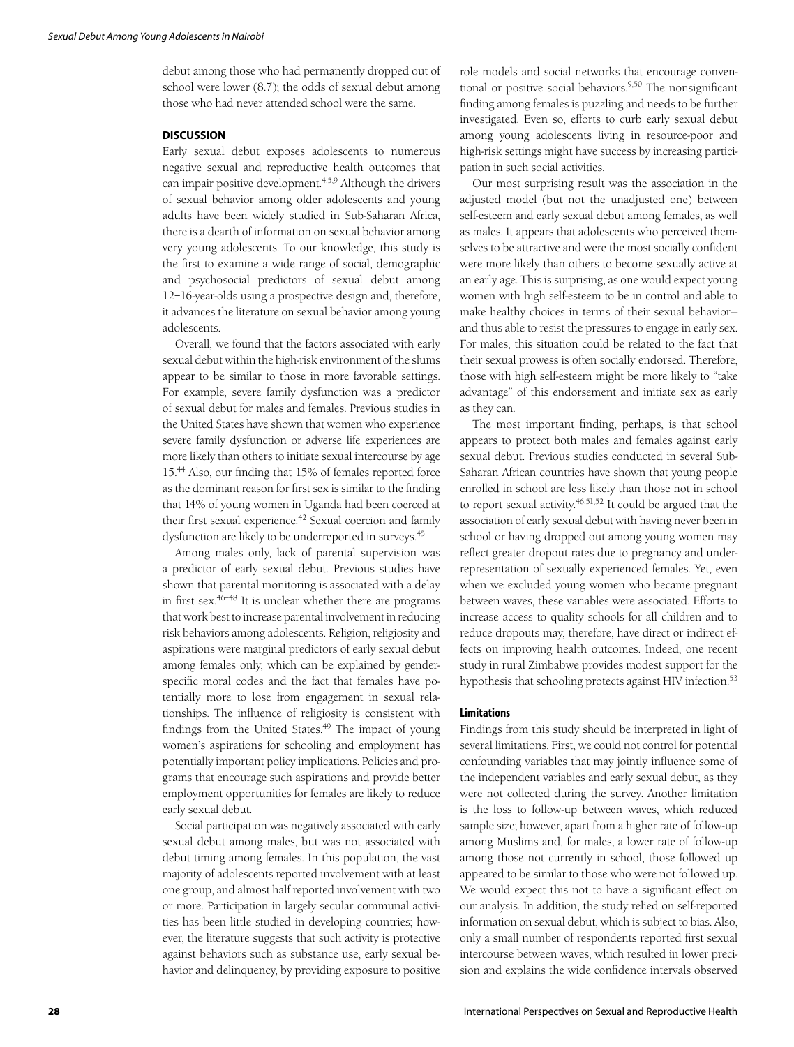debut among those who had permanently dropped out of school were lower (8.7); the odds of sexual debut among those who had never attended school were the same.

## DISCUSSION

Early sexual debut exposes adolescents to numerous negative sexual and reproductive health outcomes that can impair positive development.[4,5,9] Although the drivers of sexual behavior among older adolescents and young adults have been widely studied in Sub-Saharan Africa, there is a dearth of information on sexual behavior among very young adolescents. To our knowledge, this study is the first to examine a wide range of social, demographic and psychosocial predictors of sexual debut among 12–16-year-olds using a prospective design and, therefore, it advances the literature on sexual behavior among young adolescents.

Overall, we found that the factors associated with early sexual debut within the high-risk environment of the slums appear to be similar to those in more favorable settings. For example, severe family dysfunction was a predictor of sexual debut for males and females. Previous studies in the United States have shown that women who experience severe family dysfunction or adverse life experiences are more likely than others to initiate sexual intercourse by age 15.[44] Also, our finding that 15% of females reported force as the dominant reason for first sex is similar to the finding that 14% of young women in Uganda had been coerced at their first sexual experience.[42] Sexual coercion and family dysfunction are likely to be underreported in surveys.[45]

Among males only, lack of parental supervision was a predictor of early sexual debut. Previous studies have shown that parental monitoring is associated with a delay in first sex.[46–48] It is unclear whether there are programs that work best to increase parental involvement in reducing risk behaviors among adolescents. Religion, religiosity and aspirations were marginal predictors of early sexual debut among females only, which can be explained by gender-specific moral codes and the fact that females have potentially more to lose from engagement in sexual relationships. The influence of religiosity is consistent with findings from the United States.[49] The impact of young women's aspirations for schooling and employment has potentially important policy implications. Policies and programs that encourage such aspirations and provide better employment opportunities for females are likely to reduce early sexual debut.

Social participation was negatively associated with early sexual debut among males, but was not associated with debut timing among females. In this population, the vast majority of adolescents reported involvement with at least one group, and almost half reported involvement with two or more. Participation in largely secular communal activities has been little studied in developing countries; however, the literature suggests that such activity is protective against behaviors such as substance use, early sexual behavior and delinquency, by providing exposure to positive role models and social networks that encourage conventional or positive social behaviors.[9,50] The nonsignificant finding among females is puzzling and needs to be further investigated. Even so, efforts to curb early sexual debut among young adolescents living in resource-poor and high-risk settings might have success by increasing participation in such social activities.

Our most surprising result was the association in the adjusted model (but not the unadjusted one) between self-esteem and early sexual debut among females, as well as males. It appears that adolescents who perceived themselves to be attractive and were the most socially confident were more likely than others to become sexually active at an early age. This is surprising, as one would expect young women with high self-esteem to be in control and able to make healthy choices in terms of their sexual behavior—and thus able to resist the pressures to engage in early sex. For males, this situation could be related to the fact that their sexual prowess is often socially endorsed. Therefore, those with high self-esteem might be more likely to "take advantage" of this endorsement and initiate sex as early as they can.

The most important finding, perhaps, is that school appears to protect both males and females against early sexual debut. Previous studies conducted in several Sub-Saharan African countries have shown that young people enrolled in school are less likely than those not in school to report sexual activity.[46,51,52] It could be argued that the association of early sexual debut with having never been in school or having dropped out among young women may reflect greater dropout rates due to pregnancy and underrepresentation of sexually experienced females. Yet, even when we excluded young women who became pregnant between waves, these variables were associated. Efforts to increase access to quality schools for all children and to reduce dropouts may, therefore, have direct or indirect effects on improving health outcomes. Indeed, one recent study in rural Zimbabwe provides modest support for the hypothesis that schooling protects against HIV infection.[53]

### Limitations

Findings from this study should be interpreted in light of several limitations. First, we could not control for potential confounding variables that may jointly influence some of the independent variables and early sexual debut, as they were not collected during the survey. Another limitation is the loss to follow-up between waves, which reduced sample size; however, apart from a higher rate of follow-up among Muslims and, for males, a lower rate of follow-up among those not currently in school, those followed up appeared to be similar to those who were not followed up. We would expect this not to have a significant effect on our analysis. In addition, the study relied on self-reported information on sexual debut, which is subject to bias. Also, only a small number of respondents reported first sexual intercourse between waves, which resulted in lower precision and explains the wide confidence intervals observed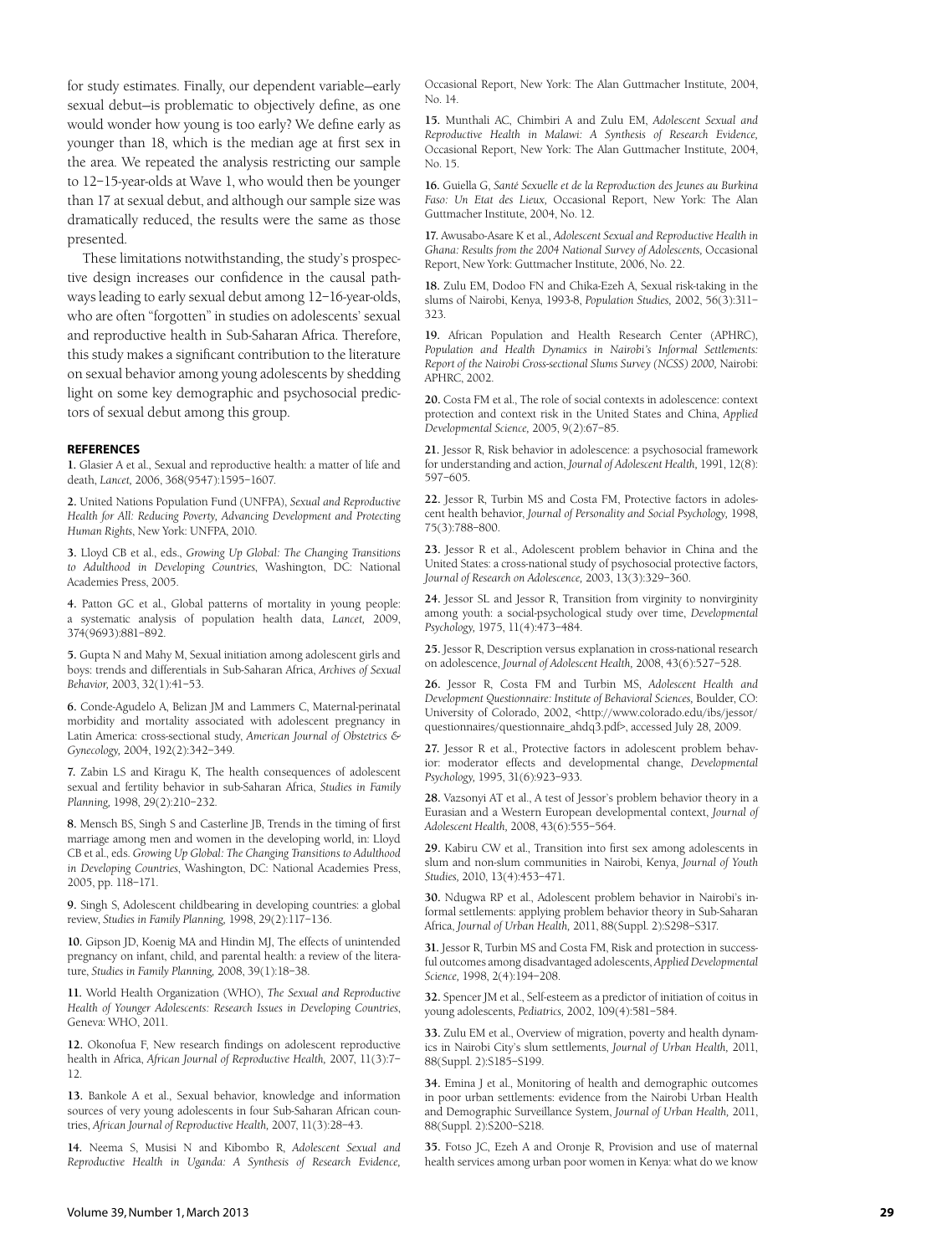for study estimates. Finally, our dependent variable—early sexual debut—is problematic to objectively define, as one would wonder how young is too early? We define early as younger than 18, which is the median age at first sex in the area. We repeated the analysis restricting our sample to 12–15-year-olds at Wave 1, who would then be younger than 17 at sexual debut, and although our sample size was dramatically reduced, the results were the same as those presented.

These limitations notwithstanding, the study's prospective design increases our confidence in the causal pathways leading to early sexual debut among 12–16-year-olds, who are often "forgotten" in studies on adolescents' sexual and reproductive health in Sub-Saharan Africa. Therefore, this study makes a significant contribution to the literature on sexual behavior among young adolescents by shedding light on some key demographic and psychosocial predictors of sexual debut among this group.

## REFERENCES

**1.** Glasier A et al., Sexual and reproductive health: a matter of life and death, *Lancet,* 2006, 368(9547):1595–1607.

**2.** United Nations Population Fund (UNFPA), *Sexual and Reproductive Health for All: Reducing Poverty, Advancing Development and Protecting Human Rights,* New York: UNFPA, 2010.

**3.** Lloyd CB et al., eds., *Growing Up Global: The Changing Transitions to Adulthood in Developing Countries,* Washington, DC: National Academies Press, 2005.

**4.** Patton GC et al., Global patterns of mortality in young people: a systematic analysis of population health data, *Lancet,* 2009, 374(9693):881–892.

**5.** Gupta N and Mahy M, Sexual initiation among adolescent girls and boys: trends and differentials in Sub-Saharan Africa, *Archives of Sexual Behavior,* 2003, 32(1):41–53.

**6.** Conde-Agudelo A, Belizan JM and Lammers C, Maternal-perinatal morbidity and mortality associated with adolescent pregnancy in Latin America: cross-sectional study, *American Journal of Obstetrics & Gynecology,* 2004, 192(2):342–349.

**7.** Zabin LS and Kiragu K, The health consequences of adolescent sexual and fertility behavior in sub-Saharan Africa, *Studies in Family Planning,* 1998, 29(2):210–232.

**8.** Mensch BS, Singh S and Casterline JB, Trends in the timing of first marriage among men and women in the developing world, in: Lloyd CB et al., eds. *Growing Up Global: The Changing Transitions to Adulthood in Developing Countries,* Washington, DC: National Academies Press, 2005, pp. 118–171.

**9.** Singh S, Adolescent childbearing in developing countries: a global review, *Studies in Family Planning,* 1998, 29(2):117–136.

**10.** Gipson JD, Koenig MA and Hindin MJ, The effects of unintended pregnancy on infant, child, and parental health: a review of the literature, *Studies in Family Planning,* 2008, 39(1):18–38.

**11.** World Health Organization (WHO), *The Sexual and Reproductive Health of Younger Adolescents: Research Issues in Developing Countries,* Geneva: WHO, 2011.

**12.** Okonofua F, New research findings on adolescent reproductive health in Africa, *African Journal of Reproductive Health,* 2007, 11(3):7–12.

**13.** Bankole A et al., Sexual behavior, knowledge and information sources of very young adolescents in four Sub-Saharan African countries, *African Journal of Reproductive Health,* 2007, 11(3):28–43.

**14.** Neema S, Musisi N and Kibombo R, *Adolescent Sexual and Reproductive Health in Uganda: A Synthesis of Research Evidence,* Occasional Report, New York: The Alan Guttmacher Institute, 2004, No. 14.

**15.** Munthali AC, Chimbiri A and Zulu EM, *Adolescent Sexual and Reproductive Health in Malawi: A Synthesis of Research Evidence,* Occasional Report, New York: The Alan Guttmacher Institute, 2004, No. 15.

**16.** Guiella G, *Santé Sexuelle et de la Reproduction des Jeunes au Burkina Faso: Un Etat des Lieux,* Occasional Report, New York: The Alan Guttmacher Institute, 2004, No. 12.

**17.** Awusabo-Asare K et al., *Adolescent Sexual and Reproductive Health in Ghana: Results from the 2004 National Survey of Adolescents,* Occasional Report, New York: Guttmacher Institute, 2006, No. 22.

**18.** Zulu EM, Dodoo FN and Chika-Ezeh A, Sexual risk-taking in the slums of Nairobi, Kenya, 1993-8, *Population Studies,* 2002, 56(3):311–323.

**19.** African Population and Health Research Center (APHRC), *Population and Health Dynamics in Nairobi's Informal Settlements: Report of the Nairobi Cross-sectional Slums Survey (NCSS) 2000,* Nairobi: APHRC, 2002.

**20.** Costa FM et al., The role of social contexts in adolescence: context protection and context risk in the United States and China, *Applied Developmental Science,* 2005, 9(2):67–85.

**21.** Jessor R, Risk behavior in adolescence: a psychosocial framework for understanding and action, *Journal of Adolescent Health,* 1991, 12(8): 597–605.

**22.** Jessor R, Turbin MS and Costa FM, Protective factors in adolescent health behavior, *Journal of Personality and Social Psychology,* 1998, 75(3):788–800.

**23.** Jessor R et al., Adolescent problem behavior in China and the United States: a cross-national study of psychosocial protective factors, *Journal of Research on Adolescence,* 2003, 13(3):329–360.

**24.** Jessor SL and Jessor R, Transition from virginity to nonvirginity among youth: a social-psychological study over time, *Developmental Psychology,* 1975, 11(4):473–484.

**25.** Jessor R, Description versus explanation in cross-national research on adolescence, *Journal of Adolescent Health,* 2008, 43(6):527–528.

**26.** Jessor R, Costa FM and Turbin MS, *Adolescent Health and Development Questionnaire: Institute of Behavioral Sciences,* Boulder, CO: University of Colorado, 2002, <http://www.colorado.edu/ibs/jessor/questionnaires/questionnaire_ahdq3.pdf>, accessed July 28, 2009.

**27.** Jessor R et al., Protective factors in adolescent problem behavior: moderator effects and developmental change, *Developmental Psychology,* 1995, 31(6):923–933.

**28.** Vazsonyi AT et al., A test of Jessor's problem behavior theory in a Eurasian and a Western European developmental context, *Journal of Adolescent Health,* 2008, 43(6):555–564.

**29.** Kabiru CW et al., Transition into first sex among adolescents in slum and non-slum communities in Nairobi, Kenya, *Journal of Youth Studies,* 2010, 13(4):453–471.

**30.** Ndugwa RP et al., Adolescent problem behavior in Nairobi's informal settlements: applying problem behavior theory in Sub-Saharan Africa, *Journal of Urban Health,* 2011, 88(Suppl. 2):S298–S317.

**31.** Jessor R, Turbin MS and Costa FM, Risk and protection in successful outcomes among disadvantaged adolescents, *Applied Developmental Science,* 1998, 2(4):194–208.

**32.** Spencer JM et al., Self-esteem as a predictor of initiation of coitus in young adolescents, *Pediatrics,* 2002, 109(4):581–584.

**33.** Zulu EM et al., Overview of migration, poverty and health dynamics in Nairobi City's slum settlements, *Journal of Urban Health,* 2011, 88(Suppl. 2):S185–S199.

**34.** Emina J et al., Monitoring of health and demographic outcomes in poor urban settlements: evidence from the Nairobi Urban Health and Demographic Surveillance System, *Journal of Urban Health,* 2011, 88(Suppl. 2):S200–S218.

**35.** Fotso JC, Ezeh A and Oronje R, Provision and use of maternal health services among urban poor women in Kenya: what do we know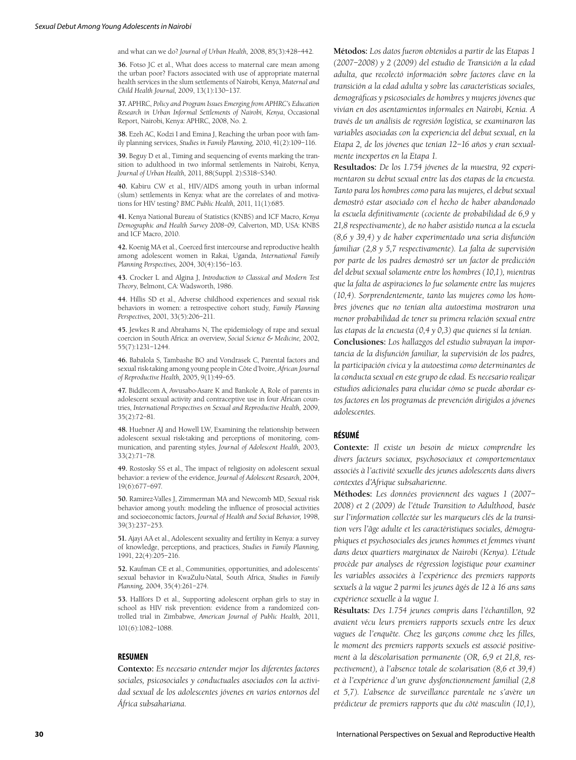and what can we do? *Journal of Urban Health,* 2008, 85(3):428–442.

**36.** Fotso JC et al., What does access to maternal care mean among the urban poor? Factors associated with use of appropriate maternal health services in the slum settlements of Nairobi, Kenya, *Maternal and Child Health Journal,* 2009, 13(1):130–137.

**37.** APHRC, *Policy and Program Issues Emerging from APHRC's Education Research in Urban Informal Settlements of Nairobi, Kenya*, Occasional Report, Nairobi, Kenya: APHRC, 2008, No. 2.

**38.** Ezeh AC, Kodzi I and Emina J, Reaching the urban poor with family planning services, *Studies in Family Planning,* 2010, 41(2):109–116.

**39.** Beguy D et al., Timing and sequencing of events marking the transition to adulthood in two informal settlements in Nairobi, Kenya, *Journal of Urban Health,* 2011, 88(Suppl. 2):S318–S340.

**40.** Kabiru CW et al., HIV/AIDS among youth in urban informal (slum) settlements in Kenya: what are the correlates of and motivations for HIV testing? *BMC Public Health,* 2011, 11(1):685.

**41.** Kenya National Bureau of Statistics (KNBS) and ICF Macro, *Kenya Demographic and Health Survey 2008–09,* Calverton, MD, USA: KNBS and ICF Macro, 2010.

**42.** Koenig MA et al., Coerced first intercourse and reproductive health among adolescent women in Rakai, Uganda, *International Family Planning Perspectives,* 2004, 30(4):156–163.

**43.** Crocker L and Algina J, *Introduction to Classical and Modern Test Theory*, Belmont, CA: Wadsworth, 1986.

**44.** Hillis SD et al., Adverse childhood experiences and sexual risk behaviors in women: a retrospective cohort study, *Family Planning Perspectives,* 2001, 33(5):206–211.

**45.** Jewkes R and Abrahams N, The epidemiology of rape and sexual coercion in South Africa: an overview, *Social Science & Medicine,* 2002, 55(7):1231–1244.

**46.** Babalola S, Tambashe BO and Vondrasek C, Parental factors and sexual risk-taking among young people in Côte d'Ivoire, *African Journal of Reproductive Health,* 2005, 9(1):49–65.

**47.** Biddlecom A, Awusabo-Asare K and Bankole A, Role of parents in adolescent sexual activity and contraceptive use in four African countries, *International Perspectives on Sexual and Reproductive Health,* 2009, 35(2):72–81.

**48.** Huebner AJ and Howell LW, Examining the relationship between adolescent sexual risk-taking and perceptions of monitoring, communication, and parenting styles, *Journal of Adolescent Health,* 2003, 33(2):71–78.

**49.** Rostosky SS et al., The impact of religiosity on adolescent sexual behavior: a review of the evidence, *Journal of Adolescent Research,* 2004, 19(6):677–697.

**50.** Ramirez-Valles J, Zimmerman MA and Newcomb MD, Sexual risk behavior among youth: modeling the influence of prosocial activities and socioeconomic factors, *Journal of Health and Social Behavior,* 1998, 39(3):237–253.

**51.** Ajayi AA et al., Adolescent sexuality and fertility in Kenya: a survey of knowledge, perceptions, and practices, *Studies in Family Planning,* 1991, 22(4):205–216.

**52.** Kaufman CE et al., Communities, opportunities, and adolescents' sexual behavior in KwaZulu-Natal, South Africa, *Studies in Family Planning,* 2004, 35(4):261–274.

**53.** Hallfors D et al., Supporting adolescent orphan girls to stay in school as HIV risk prevention: evidence from a randomized controlled trial in Zimbabwe, *American Journal of Public Health,* 2011, 101(6):1082–1088.

## RESUMEN

**Contexto:** *Es necesario entender mejor los diferentes factores sociales, psicosociales y conductuales asociados con la actividad sexual de los adolescentes jóvenes en varios entornos del África subsahariana.*

**Métodos:** *Los datos fueron obtenidos a partir de las Etapas 1 (2007–2008) y 2 (2009) del estudio de Transición a la edad adulta, que recolectó información sobre factores clave en la transición a la edad adulta y sobre las características sociales, demográficas y psicosociales de hombres y mujeres jóvenes que vivían en dos asentamientos informales en Nairobi, Kenia. A través de un análisis de regresión logística, se examinaron las variables asociadas con la experiencia del debut sexual, en la Etapa 2, de los jóvenes que tenían 12–16 años y eran sexualmente inexpertos en la Etapa 1.*

**Resultados:** *De los 1.754 jóvenes de la muestra, 92 experimentaron su debut sexual entre las dos etapas de la encuesta. Tanto para los hombres como para las mujeres, el debut sexual demostró estar asociado con el hecho de haber abandonado la escuela definitivamente (cociente de probabilidad de 6,9 y 21,8 respectivamente), de no haber asistido nunca a la escuela (8,6 y 39,4) y de haber experimentado una seria disfunción familiar (2,8 y 5,7 respectivamente). La falta de supervisión por parte de los padres demostró ser un factor de predicción del debut sexual solamente entre los hombres (10,1), mientras que la falta de aspiraciones lo fue solamente entre las mujeres (10,4). Sorprendentemente, tanto las mujeres como los hombres jóvenes que no tenían alta autoestima mostraron una menor probabilidad de tener su primera relación sexual entre las etapas de la encuesta (0,4 y 0,3) que quienes sí la tenían.*

**Conclusiones:** *Los hallazgos del estudio subrayan la importancia de la disfunción familiar, la supervisión de los padres, la participación cívica y la autoestima como determinantes de la conducta sexual en este grupo de edad. Es necesario realizar estudios adicionales para elucidar cómo se puede abordar estos factores en los programas de prevención dirigidos a jóvenes adolescentes.*

## RÉSUMÉ

**Contexte:** *Il existe un besoin de mieux comprendre les divers facteurs sociaux, psychosociaux et comportementaux associés à l'activité sexuelle des jeunes adolescents dans divers contextes d'Afrique subsaharienne.*

**Méthodes:** *Les données proviennent des vagues 1 (2007–2008) et 2 (2009) de l'étude Transition to Adulthood, basée sur l'information collectée sur les marqueurs clés de la transition vers l'âge adulte et les caractéristiques sociales, démographiques et psychosociales des jeunes hommes et femmes vivant dans deux quartiers marginaux de Nairobi (Kenya). L'étude procède par analyses de régression logistique pour examiner les variables associées à l'expérience des premiers rapports sexuels à la vague 2 parmi les jeunes âgés de 12 à 16 ans sans expérience sexuelle à la vague 1.*

**Résultats:** *Des 1.754 jeunes compris dans l'échantillon, 92 avaient vécu leurs premiers rapports sexuels entre les deux vagues de l'enquête. Chez les garçons comme chez les filles, le moment des premiers rapports sexuels est associé positivement à la déscolarisation permanente (OR, 6,9 et 21,8, respectivement), à l'absence totale de scolarisation (8,6 et 39,4) et à l'expérience d'un grave dysfonctionnement familial (2,8 et 5,7). L'absence de surveillance parentale ne s'avère un prédicteur de premiers rapports que du côté masculin (10,1),*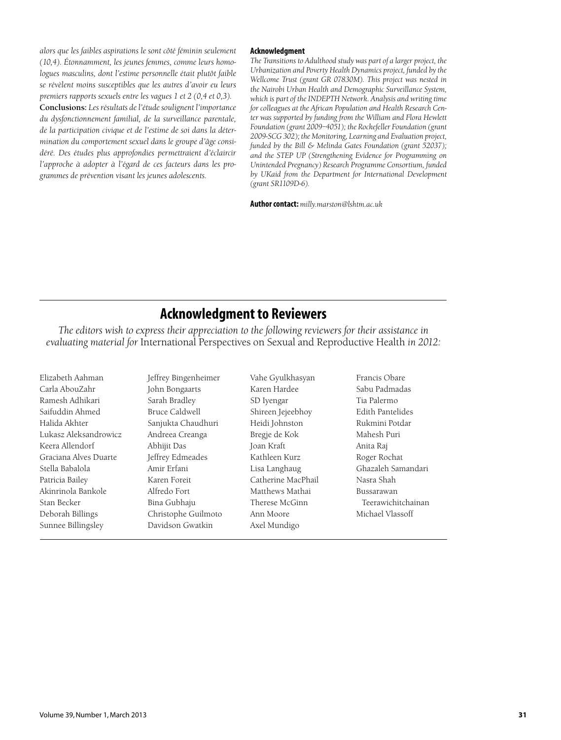*alors que les faibles aspirations le sont côté féminin seulement (10,4). Étonnamment, les jeunes femmes, comme leurs homologues masculins, dont l'estime personnelle était plutôt faible se révèlent moins susceptibles que les autres d'avoir eu leurs premiers rapports sexuels entre les vagues 1 et 2 (0,4 et 0,3).*

**Conclusions:** *Les résultats de l'étude soulignent l'importance du dysfonctionnement familial, de la surveillance parentale, de la participation civique et de l'estime de soi dans la détermination du comportement sexuel dans le groupe d'âge considéré. Des études plus approfondies permettraient d'éclaircir l'approche à adopter à l'égard de ces facteurs dans les programmes de prévention visant les jeunes adolescents.*

**Acknowledgment**

*The Transitions to Adulthood study was part of a larger project, the Urbanization and Poverty Health Dynamics project, funded by the Wellcome Trust (grant GR 07830M). This project was nested in the Nairobi Urban Health and Demographic Surveillance System, which is part of the INDEPTH Network. Analysis and writing time for colleagues at the African Population and Health Research Center was supported by funding from the William and Flora Hewlett Foundation (grant 2009–4051); the Rockefeller Foundation (grant 2009-SCG 302); the Monitoring, Learning and Evaluation project, funded by the Bill & Melinda Gates Foundation (grant 52037); and the STEP UP (Strengthening Evidence for Programming on Unintended Pregnancy) Research Programme Consortium, funded by UKaid from the Department for International Development (grant SR1109D-6).*

**Author contact:** *milly.marston@lshtm.ac.uk*

## Acknowledgment to Reviewers

*The editors wish to express their appreciation to the following reviewers for their assistance in evaluating material for* International Perspectives on Sexual and Reproductive Health *in 2012:*

Elizabeth Aahman
Carla AbouZahr
Ramesh Adhikari
Saifuddin Ahmed
Halida Akhter
Lukasz Aleksandrowicz
Keera Allendorf
Graciana Alves Duarte
Stella Babalola
Patricia Bailey
Akinrinola Bankole
Stan Becker
Deborah Billings
Sunnee Billingsley
Jeffrey Bingenheimer
John Bongaarts
Sarah Bradley
Bruce Caldwell
Sanjukta Chaudhuri
Andreea Creanga
Abhijit Das
Jeffrey Edmeades
Amir Erfani
Karen Foreit
Alfredo Fort
Bina Gubhaju
Christophe Guilmoto
Davidson Gwatkin
Vahe Gyulkhasyan
Karen Hardee
SD Iyengar
Shireen Jejeebhoy
Heidi Johnston
Bregje de Kok
Joan Kraft
Kathleen Kurz
Lisa Langhaug
Catherine MacPhail
Matthews Mathai
Therese McGinn
Ann Moore
Axel Mundigo
Francis Obare
Sabu Padmadas
Tia Palermo
Edith Pantelides
Rukmini Potdar
Mahesh Puri
Anita Raj
Roger Rochat
Ghazaleh Samandari
Nasra Shah
Bussarawan Teerawichitchainan
Michael Vlassoff